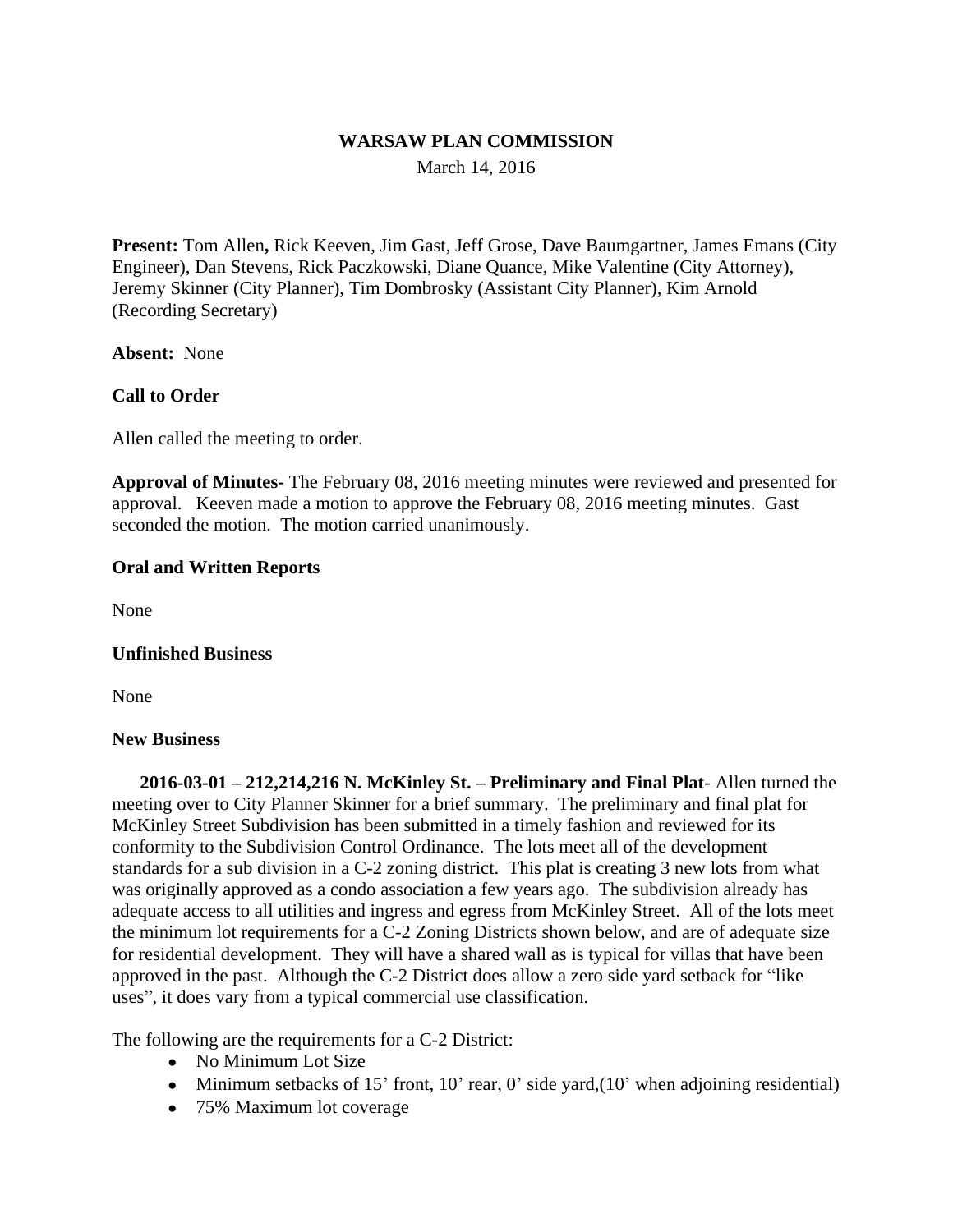# WARSAW PLAN COMMISSION

March 14, 2016

**Present:** Tom Allen**,** Rick Keeven, Jim Gast, Jeff Grose, Dave Baumgartner, James Emans (City Engineer), Dan Stevens, Rick Paczkowski, Diane Quance, Mike Valentine (City Attorney), Jeremy Skinner (City Planner), Tim Dombrosky (Assistant City Planner), Kim Arnold (Recording Secretary)

**Absent:** None

**Call to Order**

Allen called the meeting to order.

**Approval of Minutes-** The February 08, 2016 meeting minutes were reviewed and presented for approval. Keeven made a motion to approve the February 08, 2016 meeting minutes. Gast seconded the motion. The motion carried unanimously.

**Oral and Written Reports**

None

**Unfinished Business**

None

**New Business**

**2016-03-01 – 212,214,216 N. McKinley St. – Preliminary and Final Plat**- Allen turned the meeting over to City Planner Skinner for a brief summary. The preliminary and final plat for McKinley Street Subdivision has been submitted in a timely fashion and reviewed for its conformity to the Subdivision Control Ordinance. The lots meet all of the development standards for a sub division in a C-2 zoning district. This plat is creating 3 new lots from what was originally approved as a condo association a few years ago. The subdivision already has adequate access to all utilities and ingress and egress from McKinley Street. All of the lots meet the minimum lot requirements for a C-2 Zoning Districts shown below, and are of adequate size for residential development. They will have a shared wall as is typical for villas that have been approved in the past. Although the C-2 District does allow a zero side yard setback for "like uses", it does vary from a typical commercial use classification.

The following are the requirements for a C-2 District:

- No Minimum Lot Size
- Minimum setbacks of 15' front, 10' rear, 0' side yard,(10' when adjoining residential)
- 75% Maximum lot coverage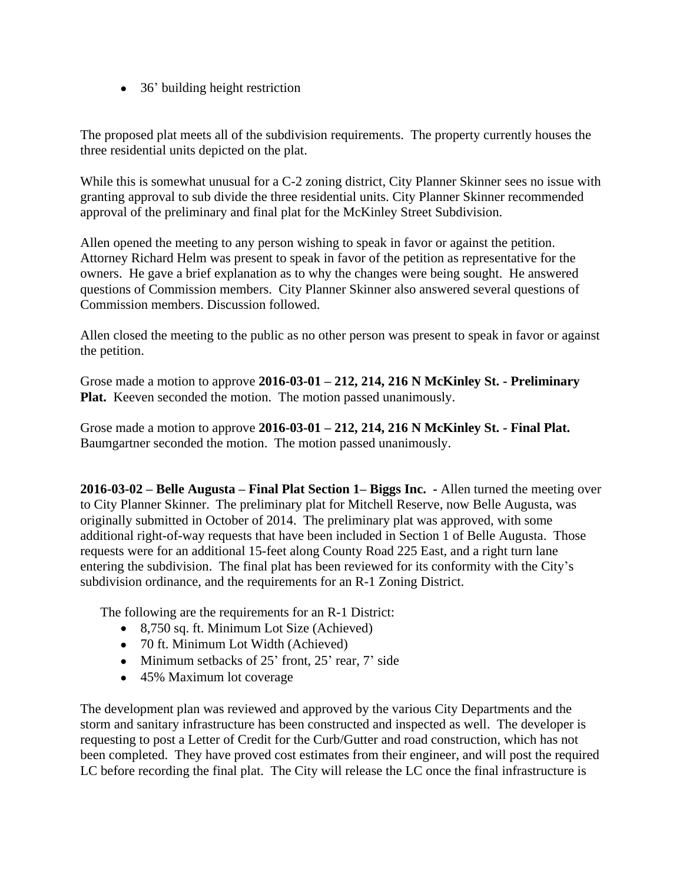- 36' building height restriction

The proposed plat meets all of the subdivision requirements. The property currently houses the three residential units depicted on the plat.

While this is somewhat unusual for a C-2 zoning district, City Planner Skinner sees no issue with granting approval to sub divide the three residential units. City Planner Skinner recommended approval of the preliminary and final plat for the McKinley Street Subdivision.

Allen opened the meeting to any person wishing to speak in favor or against the petition. Attorney Richard Helm was present to speak in favor of the petition as representative for the owners. He gave a brief explanation as to why the changes were being sought. He answered questions of Commission members. City Planner Skinner also answered several questions of Commission members. Discussion followed.

Allen closed the meeting to the public as no other person was present to speak in favor or against the petition.

Grose made a motion to approve **2016-03-01 – 212, 214, 216 N McKinley St. - Preliminary Plat.** Keeven seconded the motion. The motion passed unanimously.

Grose made a motion to approve **2016-03-01 – 212, 214, 216 N McKinley St. - Final Plat.** Baumgartner seconded the motion. The motion passed unanimously.

**2016-03-02 – Belle Augusta – Final Plat Section 1– Biggs Inc. -** Allen turned the meeting over to City Planner Skinner. The preliminary plat for Mitchell Reserve, now Belle Augusta, was originally submitted in October of 2014. The preliminary plat was approved, with some additional right-of-way requests that have been included in Section 1 of Belle Augusta. Those requests were for an additional 15-feet along County Road 225 East, and a right turn lane entering the subdivision. The final plat has been reviewed for its conformity with the City's subdivision ordinance, and the requirements for an R-1 Zoning District.

The following are the requirements for an R-1 District:

- 8,750 sq. ft. Minimum Lot Size (Achieved)
- 70 ft. Minimum Lot Width (Achieved)
- Minimum setbacks of 25' front, 25' rear, 7' side
- 45% Maximum lot coverage

The development plan was reviewed and approved by the various City Departments and the storm and sanitary infrastructure has been constructed and inspected as well. The developer is requesting to post a Letter of Credit for the Curb/Gutter and road construction, which has not been completed. They have proved cost estimates from their engineer, and will post the required LC before recording the final plat. The City will release the LC once the final infrastructure is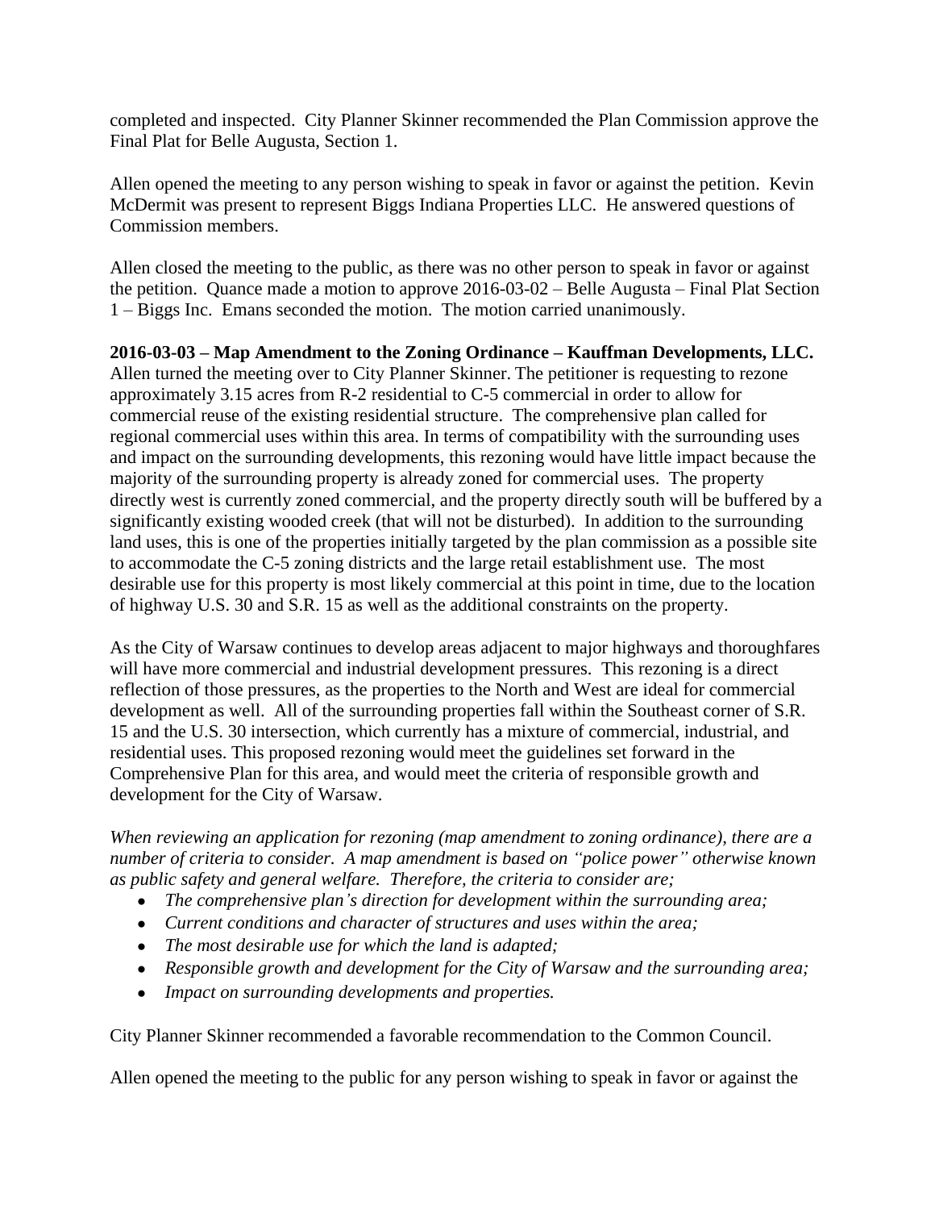completed and inspected. City Planner Skinner recommended the Plan Commission approve the Final Plat for Belle Augusta, Section 1.

Allen opened the meeting to any person wishing to speak in favor or against the petition. Kevin McDermit was present to represent Biggs Indiana Properties LLC. He answered questions of Commission members.

Allen closed the meeting to the public, as there was no other person to speak in favor or against the petition. Quance made a motion to approve 2016-03-02 – Belle Augusta – Final Plat Section 1 – Biggs Inc. Emans seconded the motion. The motion carried unanimously.

**2016-03-03 – Map Amendment to the Zoning Ordinance – Kauffman Developments, LLC.**
Allen turned the meeting over to City Planner Skinner. The petitioner is requesting to rezone approximately 3.15 acres from R-2 residential to C-5 commercial in order to allow for commercial reuse of the existing residential structure. The comprehensive plan called for regional commercial uses within this area. In terms of compatibility with the surrounding uses and impact on the surrounding developments, this rezoning would have little impact because the majority of the surrounding property is already zoned for commercial uses. The property directly west is currently zoned commercial, and the property directly south will be buffered by a significantly existing wooded creek (that will not be disturbed). In addition to the surrounding land uses, this is one of the properties initially targeted by the plan commission as a possible site to accommodate the C-5 zoning districts and the large retail establishment use. The most desirable use for this property is most likely commercial at this point in time, due to the location of highway U.S. 30 and S.R. 15 as well as the additional constraints on the property.

As the City of Warsaw continues to develop areas adjacent to major highways and thoroughfares will have more commercial and industrial development pressures. This rezoning is a direct reflection of those pressures, as the properties to the North and West are ideal for commercial development as well. All of the surrounding properties fall within the Southeast corner of S.R. 15 and the U.S. 30 intersection, which currently has a mixture of commercial, industrial, and residential uses. This proposed rezoning would meet the guidelines set forward in the Comprehensive Plan for this area, and would meet the criteria of responsible growth and development for the City of Warsaw.

*When reviewing an application for rezoning (map amendment to zoning ordinance), there are a number of criteria to consider. A map amendment is based on "police power" otherwise known as public safety and general welfare. Therefore, the criteria to consider are;*

- *The comprehensive plan's direction for development within the surrounding area;*
- *Current conditions and character of structures and uses within the area;*
- *The most desirable use for which the land is adapted;*
- *Responsible growth and development for the City of Warsaw and the surrounding area;*
- *Impact on surrounding developments and properties.*

City Planner Skinner recommended a favorable recommendation to the Common Council.

Allen opened the meeting to the public for any person wishing to speak in favor or against the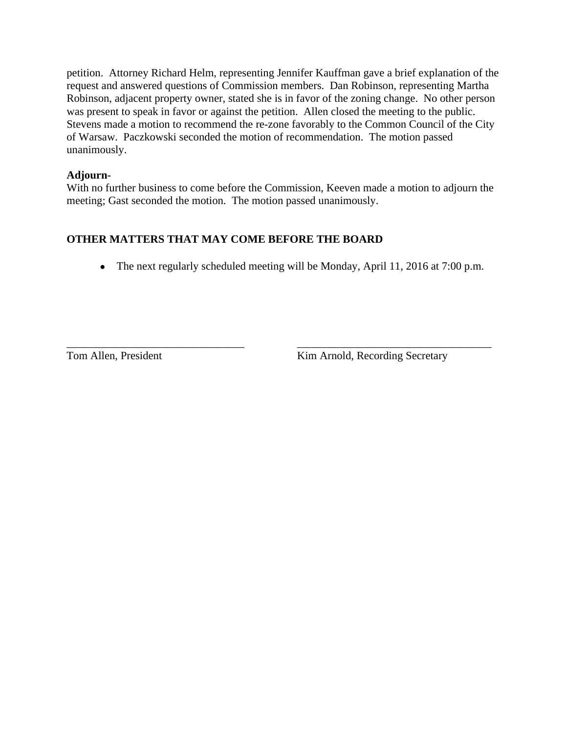petition. Attorney Richard Helm, representing Jennifer Kauffman gave a brief explanation of the request and answered questions of Commission members. Dan Robinson, representing Martha Robinson, adjacent property owner, stated she is in favor of the zoning change. No other person was present to speak in favor or against the petition. Allen closed the meeting to the public. Stevens made a motion to recommend the re-zone favorably to the Common Council of the City of Warsaw. Paczkowski seconded the motion of recommendation. The motion passed unanimously.

**Adjourn-**

With no further business to come before the Commission, Keeven made a motion to adjourn the meeting; Gast seconded the motion. The motion passed unanimously.

**OTHER MATTERS THAT MAY COME BEFORE THE BOARD**

- The next regularly scheduled meeting will be Monday, April 11, 2016 at 7:00 p.m.

_______________________________ Tom Allen, President

_________________________________ Kim Arnold, Recording Secretary